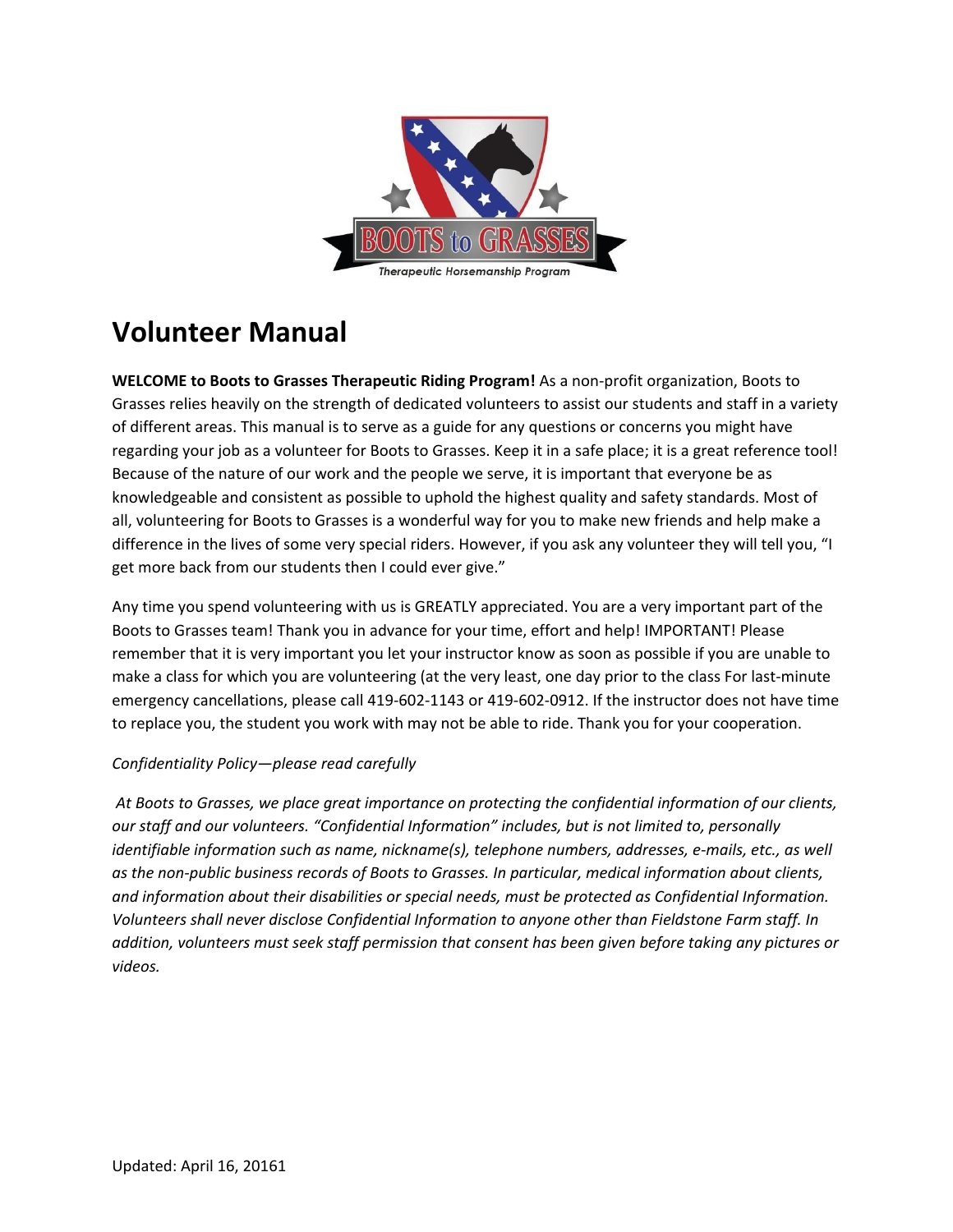# Volunteer Manual

**WELCOME to Boots to Grasses Therapeutic Riding Program!** As a non-profit organization, Boots to Grasses relies heavily on the strength of dedicated volunteers to assist our students and staff in a variety of different areas. This manual is to serve as a guide for any questions or concerns you might have regarding your job as a volunteer for Boots to Grasses. Keep it in a safe place; it is a great reference tool! Because of the nature of our work and the people we serve, it is important that everyone be as knowledgeable and consistent as possible to uphold the highest quality and safety standards. Most of all, volunteering for Boots to Grasses is a wonderful way for you to make new friends and help make a difference in the lives of some very special riders. However, if you ask any volunteer they will tell you, "I get more back from our students then I could ever give."

Any time you spend volunteering with us is GREATLY appreciated. You are a very important part of the Boots to Grasses team! Thank you in advance for your time, effort and help! IMPORTANT! Please remember that it is very important you let your instructor know as soon as possible if you are unable to make a class for which you are volunteering (at the very least, one day prior to the class For last-minute emergency cancellations, please call 419-602-1143 or 419-602-0912. If the instructor does not have time to replace you, the student you work with may not be able to ride. Thank you for your cooperation.

*Confidentiality Policy—please read carefully*

*At Boots to Grasses, we place great importance on protecting the confidential information of our clients, our staff and our volunteers. "Confidential Information" includes, but is not limited to, personally identifiable information such as name, nickname(s), telephone numbers, addresses, e-mails, etc., as well as the non-public business records of Boots to Grasses. In particular, medical information about clients, and information about their disabilities or special needs, must be protected as Confidential Information. Volunteers shall never disclose Confidential Information to anyone other than Fieldstone Farm staff. In addition, volunteers must seek staff permission that consent has been given before taking any pictures or videos.*

Updated: April 16, 20161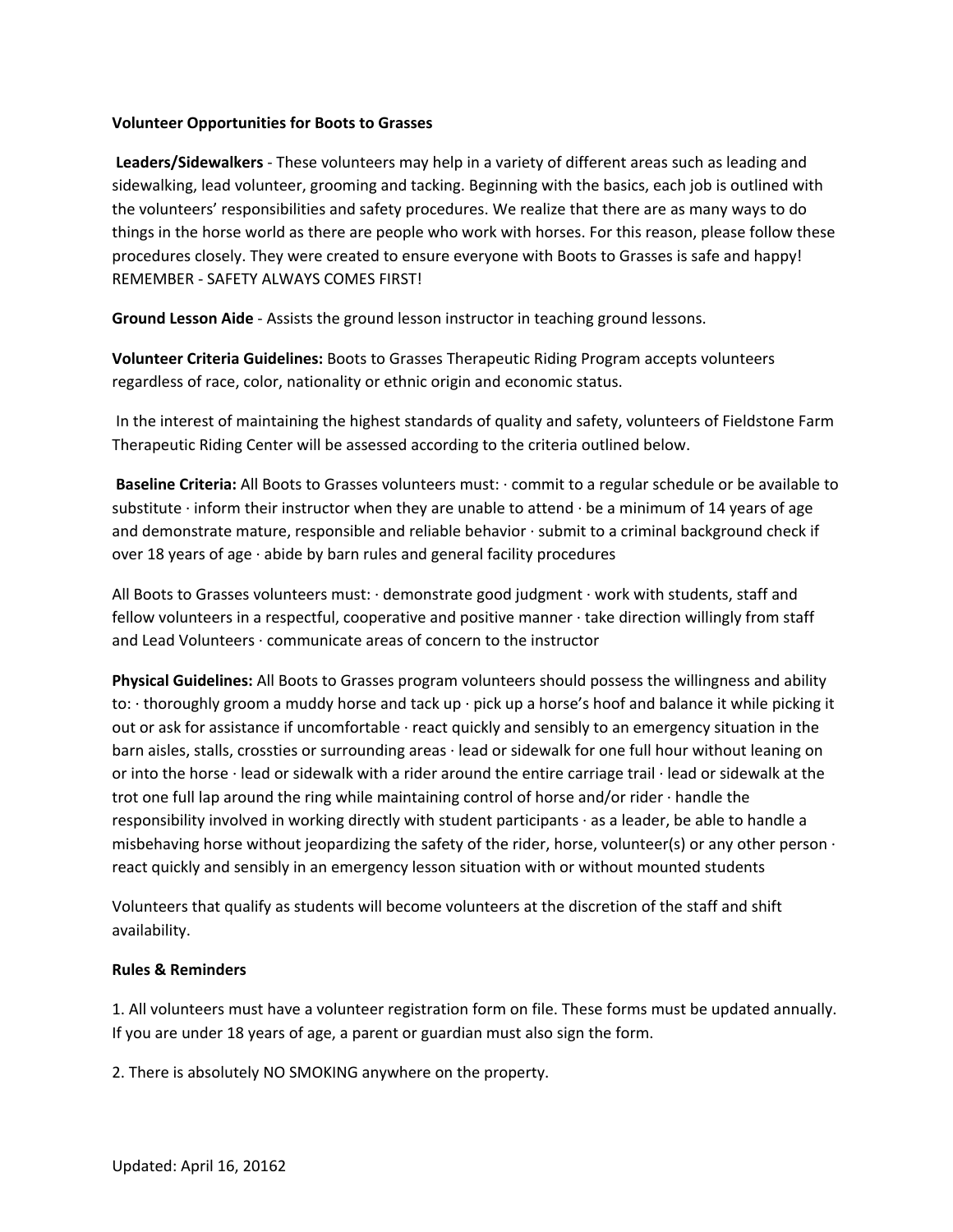**Volunteer Opportunities for Boots to Grasses**

**Leaders/Sidewalkers** - These volunteers may help in a variety of different areas such as leading and sidewalking, lead volunteer, grooming and tacking. Beginning with the basics, each job is outlined with the volunteers' responsibilities and safety procedures. We realize that there are as many ways to do things in the horse world as there are people who work with horses. For this reason, please follow these procedures closely. They were created to ensure everyone with Boots to Grasses is safe and happy! REMEMBER - SAFETY ALWAYS COMES FIRST!

**Ground Lesson Aide** - Assists the ground lesson instructor in teaching ground lessons.

**Volunteer Criteria Guidelines:** Boots to Grasses Therapeutic Riding Program accepts volunteers regardless of race, color, nationality or ethnic origin and economic status.

In the interest of maintaining the highest standards of quality and safety, volunteers of Fieldstone Farm Therapeutic Riding Center will be assessed according to the criteria outlined below.

**Baseline Criteria:** All Boots to Grasses volunteers must: · commit to a regular schedule or be available to substitute · inform their instructor when they are unable to attend · be a minimum of 14 years of age and demonstrate mature, responsible and reliable behavior · submit to a criminal background check if over 18 years of age · abide by barn rules and general facility procedures

All Boots to Grasses volunteers must: · demonstrate good judgment · work with students, staff and fellow volunteers in a respectful, cooperative and positive manner · take direction willingly from staff and Lead Volunteers · communicate areas of concern to the instructor

**Physical Guidelines:** All Boots to Grasses program volunteers should possess the willingness and ability to: · thoroughly groom a muddy horse and tack up · pick up a horse's hoof and balance it while picking it out or ask for assistance if uncomfortable · react quickly and sensibly to an emergency situation in the barn aisles, stalls, crossties or surrounding areas · lead or sidewalk for one full hour without leaning on or into the horse · lead or sidewalk with a rider around the entire carriage trail · lead or sidewalk at the trot one full lap around the ring while maintaining control of horse and/or rider · handle the responsibility involved in working directly with student participants · as a leader, be able to handle a misbehaving horse without jeopardizing the safety of the rider, horse, volunteer(s) or any other person · react quickly and sensibly in an emergency lesson situation with or without mounted students

Volunteers that qualify as students will become volunteers at the discretion of the staff and shift availability.

**Rules & Reminders**

1. All volunteers must have a volunteer registration form on file. These forms must be updated annually. If you are under 18 years of age, a parent or guardian must also sign the form.

2. There is absolutely NO SMOKING anywhere on the property.

Updated: April 16, 2016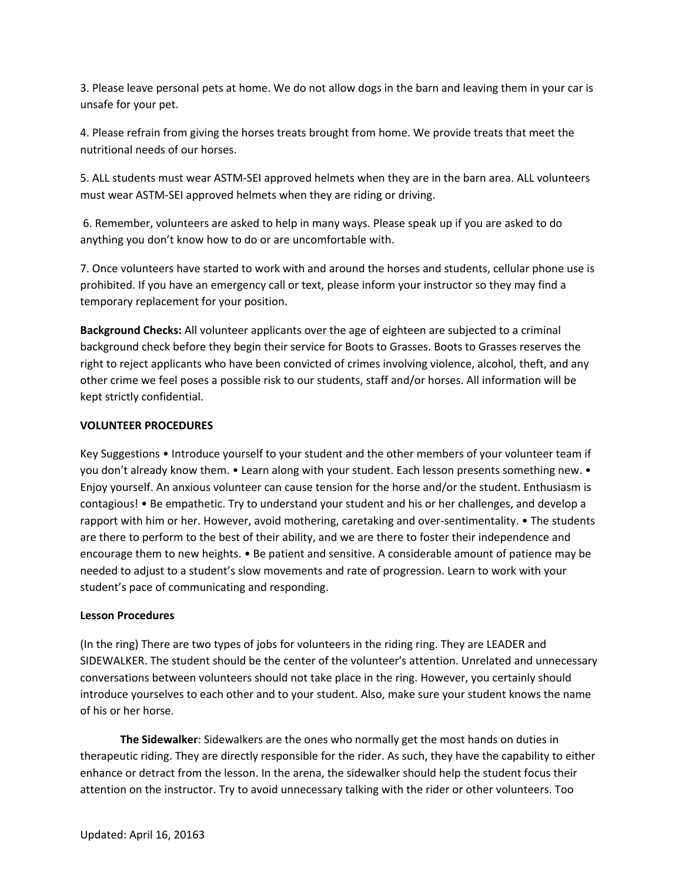3. Please leave personal pets at home. We do not allow dogs in the barn and leaving them in your car is unsafe for your pet.

4. Please refrain from giving the horses treats brought from home. We provide treats that meet the nutritional needs of our horses.

5. ALL students must wear ASTM-SEI approved helmets when they are in the barn area. ALL volunteers must wear ASTM-SEI approved helmets when they are riding or driving.

6. Remember, volunteers are asked to help in many ways. Please speak up if you are asked to do anything you don't know how to do or are uncomfortable with.

7. Once volunteers have started to work with and around the horses and students, cellular phone use is prohibited. If you have an emergency call or text, please inform your instructor so they may find a temporary replacement for your position.

**Background Checks:** All volunteer applicants over the age of eighteen are subjected to a criminal background check before they begin their service for Boots to Grasses. Boots to Grasses reserves the right to reject applicants who have been convicted of crimes involving violence, alcohol, theft, and any other crime we feel poses a possible risk to our students, staff and/or horses. All information will be kept strictly confidential.

**VOLUNTEER PROCEDURES**

Key Suggestions • Introduce yourself to your student and the other members of your volunteer team if you don't already know them. • Learn along with your student. Each lesson presents something new. • Enjoy yourself. An anxious volunteer can cause tension for the horse and/or the student. Enthusiasm is contagious! • Be empathetic. Try to understand your student and his or her challenges, and develop a rapport with him or her. However, avoid mothering, caretaking and over-sentimentality. • The students are there to perform to the best of their ability, and we are there to foster their independence and encourage them to new heights. • Be patient and sensitive. A considerable amount of patience may be needed to adjust to a student's slow movements and rate of progression. Learn to work with your student's pace of communicating and responding.

**Lesson Procedures**

(In the ring) There are two types of jobs for volunteers in the riding ring. They are LEADER and SIDEWALKER. The student should be the center of the volunteer's attention. Unrelated and unnecessary conversations between volunteers should not take place in the ring. However, you certainly should introduce yourselves to each other and to your student. Also, make sure your student knows the name of his or her horse.

**The Sidewalker**: Sidewalkers are the ones who normally get the most hands on duties in therapeutic riding. They are directly responsible for the rider. As such, they have the capability to either enhance or detract from the lesson. In the arena, the sidewalker should help the student focus their attention on the instructor. Try to avoid unnecessary talking with the rider or other volunteers. Too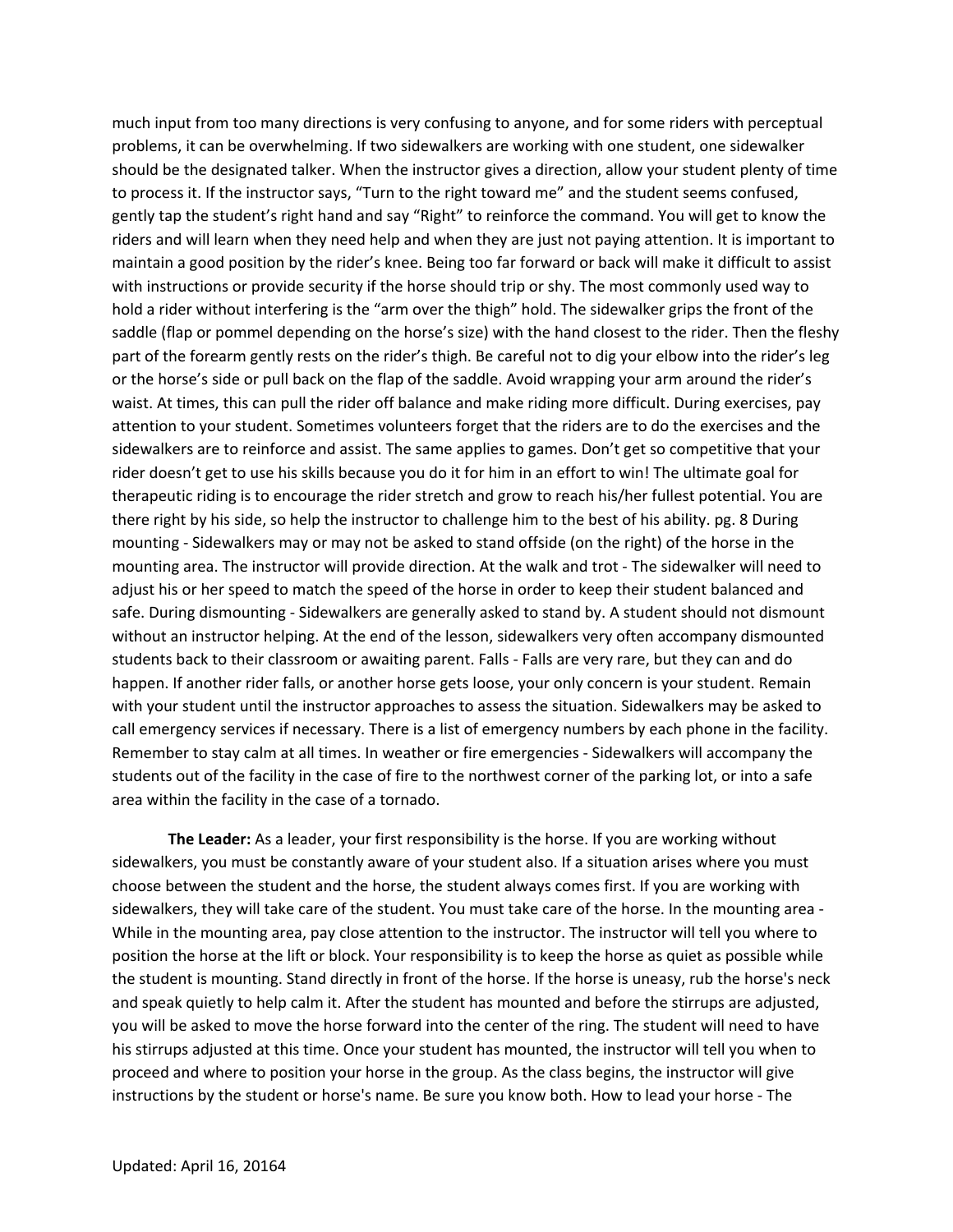much input from too many directions is very confusing to anyone, and for some riders with perceptual problems, it can be overwhelming. If two sidewalkers are working with one student, one sidewalker should be the designated talker. When the instructor gives a direction, allow your student plenty of time to process it. If the instructor says, "Turn to the right toward me" and the student seems confused, gently tap the student's right hand and say "Right" to reinforce the command. You will get to know the riders and will learn when they need help and when they are just not paying attention. It is important to maintain a good position by the rider's knee. Being too far forward or back will make it difficult to assist with instructions or provide security if the horse should trip or shy. The most commonly used way to hold a rider without interfering is the "arm over the thigh" hold. The sidewalker grips the front of the saddle (flap or pommel depending on the horse's size) with the hand closest to the rider. Then the fleshy part of the forearm gently rests on the rider's thigh. Be careful not to dig your elbow into the rider's leg or the horse's side or pull back on the flap of the saddle. Avoid wrapping your arm around the rider's waist. At times, this can pull the rider off balance and make riding more difficult. During exercises, pay attention to your student. Sometimes volunteers forget that the riders are to do the exercises and the sidewalkers are to reinforce and assist. The same applies to games. Don't get so competitive that your rider doesn't get to use his skills because you do it for him in an effort to win! The ultimate goal for therapeutic riding is to encourage the rider stretch and grow to reach his/her fullest potential. You are there right by his side, so help the instructor to challenge him to the best of his ability. pg. 8 During mounting - Sidewalkers may or may not be asked to stand offside (on the right) of the horse in the mounting area. The instructor will provide direction. At the walk and trot - The sidewalker will need to adjust his or her speed to match the speed of the horse in order to keep their student balanced and safe. During dismounting - Sidewalkers are generally asked to stand by. A student should not dismount without an instructor helping. At the end of the lesson, sidewalkers very often accompany dismounted students back to their classroom or awaiting parent. Falls - Falls are very rare, but they can and do happen. If another rider falls, or another horse gets loose, your only concern is your student. Remain with your student until the instructor approaches to assess the situation. Sidewalkers may be asked to call emergency services if necessary. There is a list of emergency numbers by each phone in the facility. Remember to stay calm at all times. In weather or fire emergencies - Sidewalkers will accompany the students out of the facility in the case of fire to the northwest corner of the parking lot, or into a safe area within the facility in the case of a tornado.

**The Leader:** As a leader, your first responsibility is the horse. If you are working without sidewalkers, you must be constantly aware of your student also. If a situation arises where you must choose between the student and the horse, the student always comes first. If you are working with sidewalkers, they will take care of the student. You must take care of the horse. In the mounting area - While in the mounting area, pay close attention to the instructor. The instructor will tell you where to position the horse at the lift or block. Your responsibility is to keep the horse as quiet as possible while the student is mounting. Stand directly in front of the horse. If the horse is uneasy, rub the horse's neck and speak quietly to help calm it. After the student has mounted and before the stirrups are adjusted, you will be asked to move the horse forward into the center of the ring. The student will need to have his stirrups adjusted at this time. Once your student has mounted, the instructor will tell you when to proceed and where to position your horse in the group. As the class begins, the instructor will give instructions by the student or horse's name. Be sure you know both. How to lead your horse - The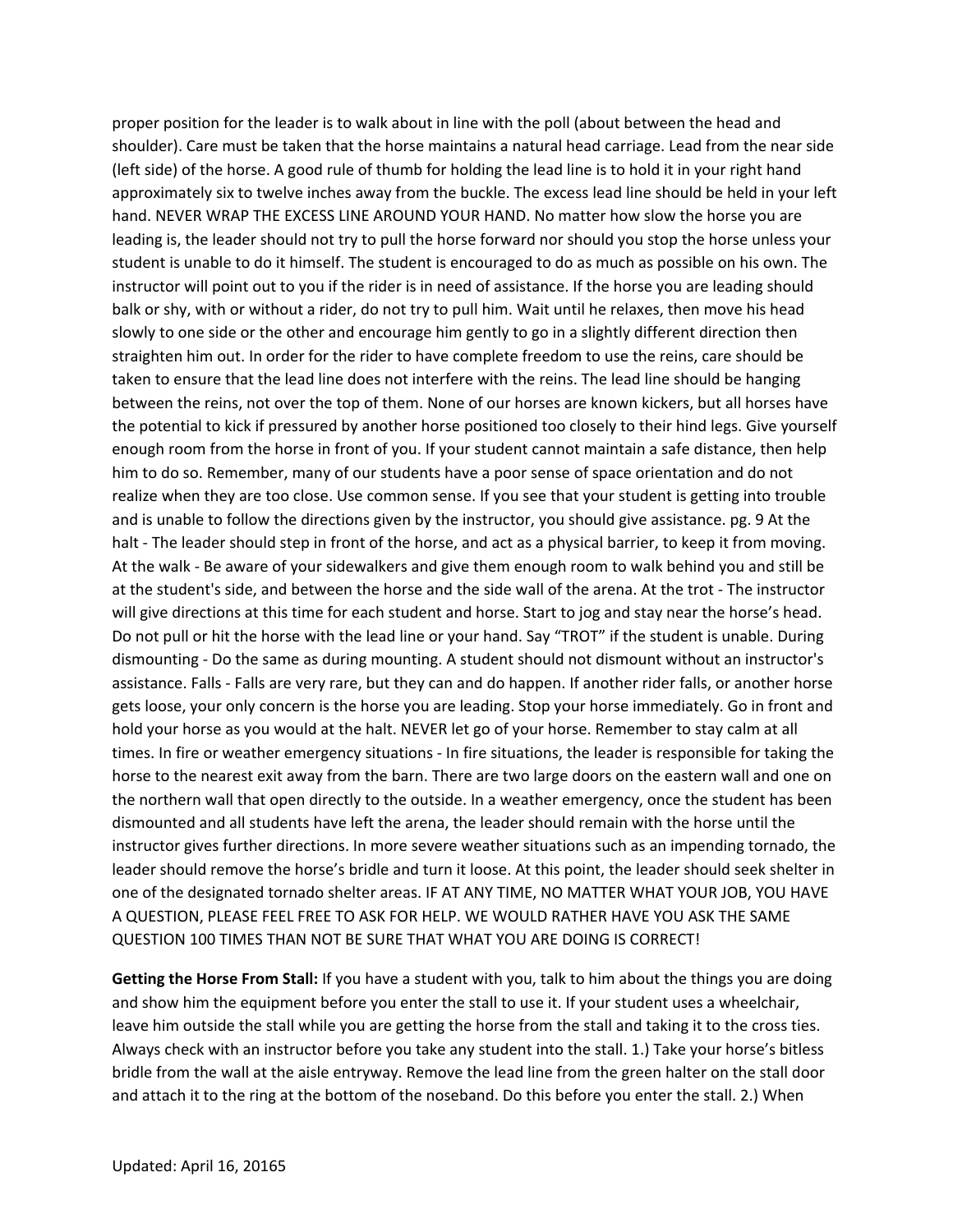proper position for the leader is to walk about in line with the poll (about between the head and shoulder). Care must be taken that the horse maintains a natural head carriage. Lead from the near side (left side) of the horse. A good rule of thumb for holding the lead line is to hold it in your right hand approximately six to twelve inches away from the buckle. The excess lead line should be held in your left hand. NEVER WRAP THE EXCESS LINE AROUND YOUR HAND. No matter how slow the horse you are leading is, the leader should not try to pull the horse forward nor should you stop the horse unless your student is unable to do it himself. The student is encouraged to do as much as possible on his own. The instructor will point out to you if the rider is in need of assistance. If the horse you are leading should balk or shy, with or without a rider, do not try to pull him. Wait until he relaxes, then move his head slowly to one side or the other and encourage him gently to go in a slightly different direction then straighten him out. In order for the rider to have complete freedom to use the reins, care should be taken to ensure that the lead line does not interfere with the reins. The lead line should be hanging between the reins, not over the top of them. None of our horses are known kickers, but all horses have the potential to kick if pressured by another horse positioned too closely to their hind legs. Give yourself enough room from the horse in front of you. If your student cannot maintain a safe distance, then help him to do so. Remember, many of our students have a poor sense of space orientation and do not realize when they are too close. Use common sense. If you see that your student is getting into trouble and is unable to follow the directions given by the instructor, you should give assistance. pg. 9 At the halt - The leader should step in front of the horse, and act as a physical barrier, to keep it from moving. At the walk - Be aware of your sidewalkers and give them enough room to walk behind you and still be at the student's side, and between the horse and the side wall of the arena. At the trot - The instructor will give directions at this time for each student and horse. Start to jog and stay near the horse's head. Do not pull or hit the horse with the lead line or your hand. Say "TROT" if the student is unable. During dismounting - Do the same as during mounting. A student should not dismount without an instructor's assistance. Falls - Falls are very rare, but they can and do happen. If another rider falls, or another horse gets loose, your only concern is the horse you are leading. Stop your horse immediately. Go in front and hold your horse as you would at the halt. NEVER let go of your horse. Remember to stay calm at all times. In fire or weather emergency situations - In fire situations, the leader is responsible for taking the horse to the nearest exit away from the barn. There are two large doors on the eastern wall and one on the northern wall that open directly to the outside. In a weather emergency, once the student has been dismounted and all students have left the arena, the leader should remain with the horse until the instructor gives further directions. In more severe weather situations such as an impending tornado, the leader should remove the horse's bridle and turn it loose. At this point, the leader should seek shelter in one of the designated tornado shelter areas. IF AT ANY TIME, NO MATTER WHAT YOUR JOB, YOU HAVE A QUESTION, PLEASE FEEL FREE TO ASK FOR HELP. WE WOULD RATHER HAVE YOU ASK THE SAME QUESTION 100 TIMES THAN NOT BE SURE THAT WHAT YOU ARE DOING IS CORRECT!

**Getting the Horse From Stall:** If you have a student with you, talk to him about the things you are doing and show him the equipment before you enter the stall to use it. If your student uses a wheelchair, leave him outside the stall while you are getting the horse from the stall and taking it to the cross ties. Always check with an instructor before you take any student into the stall. 1.) Take your horse's bitless bridle from the wall at the aisle entryway. Remove the lead line from the green halter on the stall door and attach it to the ring at the bottom of the noseband. Do this before you enter the stall. 2.) When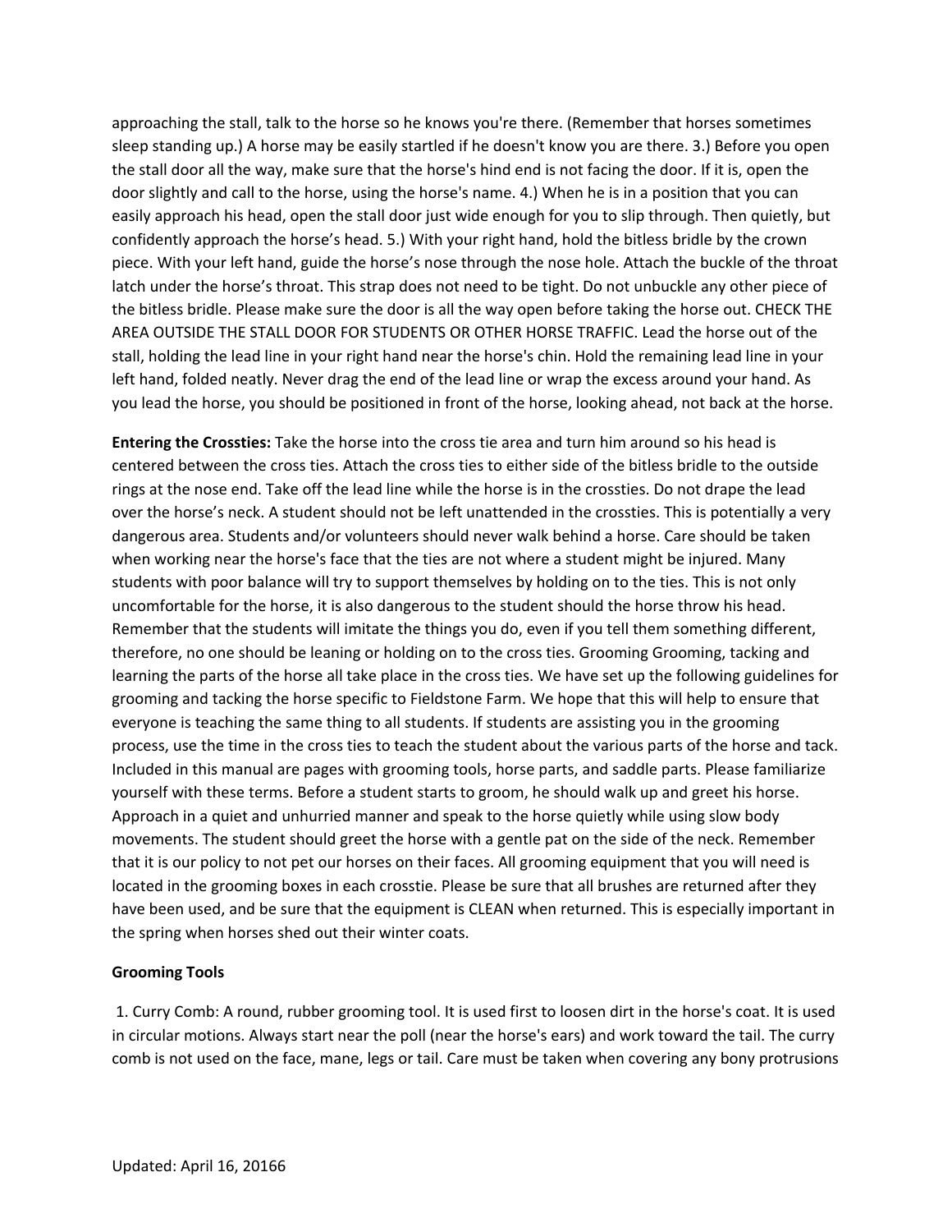approaching the stall, talk to the horse so he knows you're there. (Remember that horses sometimes sleep standing up.) A horse may be easily startled if he doesn't know you are there. 3.) Before you open the stall door all the way, make sure that the horse's hind end is not facing the door. If it is, open the door slightly and call to the horse, using the horse's name. 4.) When he is in a position that you can easily approach his head, open the stall door just wide enough for you to slip through. Then quietly, but confidently approach the horse's head. 5.) With your right hand, hold the bitless bridle by the crown piece. With your left hand, guide the horse's nose through the nose hole. Attach the buckle of the throat latch under the horse's throat. This strap does not need to be tight. Do not unbuckle any other piece of the bitless bridle. Please make sure the door is all the way open before taking the horse out. CHECK THE AREA OUTSIDE THE STALL DOOR FOR STUDENTS OR OTHER HORSE TRAFFIC. Lead the horse out of the stall, holding the lead line in your right hand near the horse's chin. Hold the remaining lead line in your left hand, folded neatly. Never drag the end of the lead line or wrap the excess around your hand. As you lead the horse, you should be positioned in front of the horse, looking ahead, not back at the horse.

**Entering the Crossties:** Take the horse into the cross tie area and turn him around so his head is centered between the cross ties. Attach the cross ties to either side of the bitless bridle to the outside rings at the nose end. Take off the lead line while the horse is in the crossties. Do not drape the lead over the horse's neck. A student should not be left unattended in the crossties. This is potentially a very dangerous area. Students and/or volunteers should never walk behind a horse. Care should be taken when working near the horse's face that the ties are not where a student might be injured. Many students with poor balance will try to support themselves by holding on to the ties. This is not only uncomfortable for the horse, it is also dangerous to the student should the horse throw his head. Remember that the students will imitate the things you do, even if you tell them something different, therefore, no one should be leaning or holding on to the cross ties. Grooming Grooming, tacking and learning the parts of the horse all take place in the cross ties. We have set up the following guidelines for grooming and tacking the horse specific to Fieldstone Farm. We hope that this will help to ensure that everyone is teaching the same thing to all students. If students are assisting you in the grooming process, use the time in the cross ties to teach the student about the various parts of the horse and tack. Included in this manual are pages with grooming tools, horse parts, and saddle parts. Please familiarize yourself with these terms. Before a student starts to groom, he should walk up and greet his horse. Approach in a quiet and unhurried manner and speak to the horse quietly while using slow body movements. The student should greet the horse with a gentle pat on the side of the neck. Remember that it is our policy to not pet our horses on their faces. All grooming equipment that you will need is located in the grooming boxes in each crosstie. Please be sure that all brushes are returned after they have been used, and be sure that the equipment is CLEAN when returned. This is especially important in the spring when horses shed out their winter coats.

**Grooming Tools**

1. Curry Comb: A round, rubber grooming tool. It is used first to loosen dirt in the horse's coat. It is used in circular motions. Always start near the poll (near the horse's ears) and work toward the tail. The curry comb is not used on the face, mane, legs or tail. Care must be taken when covering any bony protrusions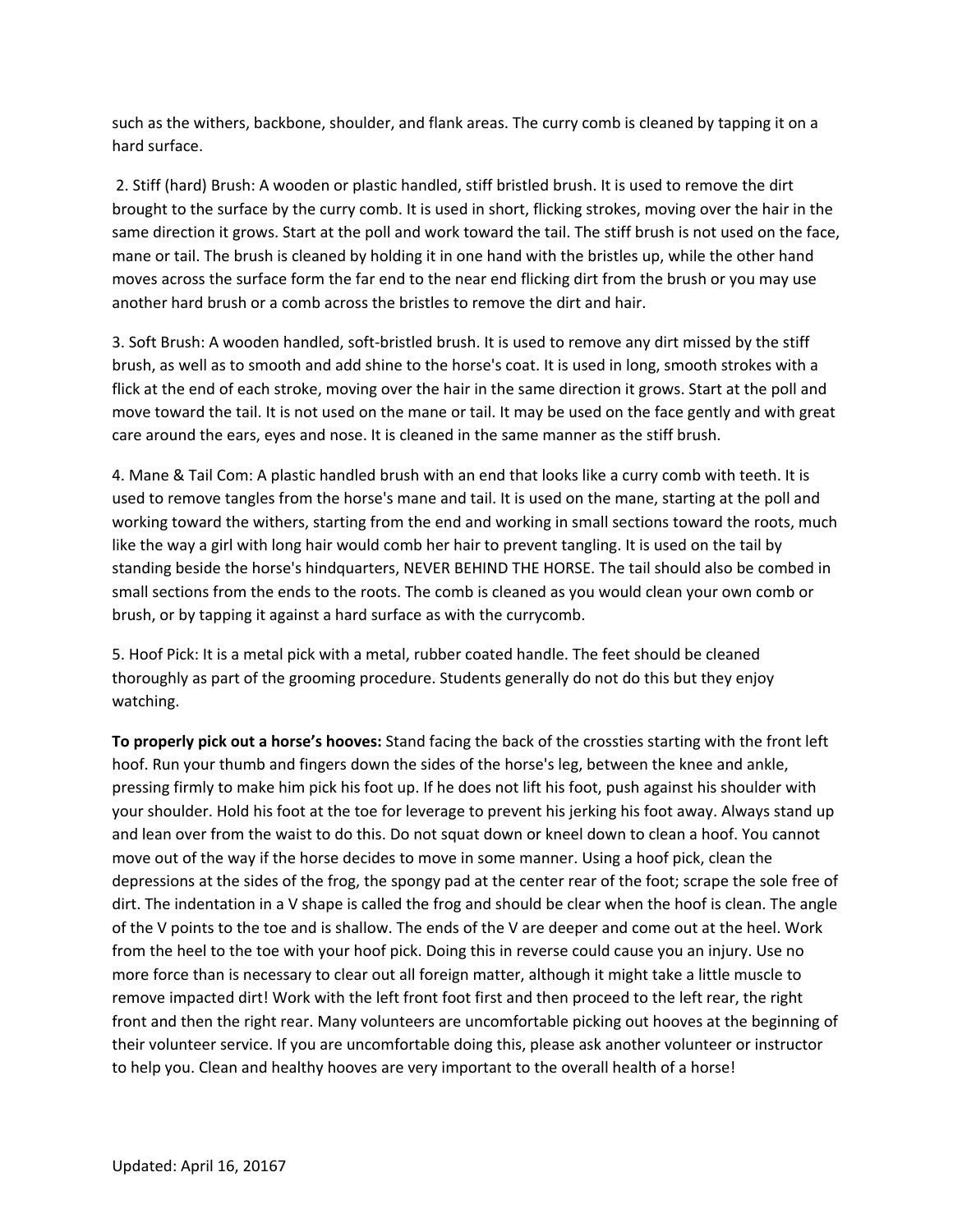such as the withers, backbone, shoulder, and flank areas. The curry comb is cleaned by tapping it on a hard surface.

2. Stiff (hard) Brush: A wooden or plastic handled, stiff bristled brush. It is used to remove the dirt brought to the surface by the curry comb. It is used in short, flicking strokes, moving over the hair in the same direction it grows. Start at the poll and work toward the tail. The stiff brush is not used on the face, mane or tail. The brush is cleaned by holding it in one hand with the bristles up, while the other hand moves across the surface form the far end to the near end flicking dirt from the brush or you may use another hard brush or a comb across the bristles to remove the dirt and hair.

3. Soft Brush: A wooden handled, soft-bristled brush. It is used to remove any dirt missed by the stiff brush, as well as to smooth and add shine to the horse's coat. It is used in long, smooth strokes with a flick at the end of each stroke, moving over the hair in the same direction it grows. Start at the poll and move toward the tail. It is not used on the mane or tail. It may be used on the face gently and with great care around the ears, eyes and nose. It is cleaned in the same manner as the stiff brush.

4. Mane & Tail Com: A plastic handled brush with an end that looks like a curry comb with teeth. It is used to remove tangles from the horse's mane and tail. It is used on the mane, starting at the poll and working toward the withers, starting from the end and working in small sections toward the roots, much like the way a girl with long hair would comb her hair to prevent tangling. It is used on the tail by standing beside the horse's hindquarters, NEVER BEHIND THE HORSE. The tail should also be combed in small sections from the ends to the roots. The comb is cleaned as you would clean your own comb or brush, or by tapping it against a hard surface as with the currycomb.

5. Hoof Pick: It is a metal pick with a metal, rubber coated handle. The feet should be cleaned thoroughly as part of the grooming procedure. Students generally do not do this but they enjoy watching.

**To properly pick out a horse's hooves:** Stand facing the back of the crossties starting with the front left hoof. Run your thumb and fingers down the sides of the horse's leg, between the knee and ankle, pressing firmly to make him pick his foot up. If he does not lift his foot, push against his shoulder with your shoulder. Hold his foot at the toe for leverage to prevent his jerking his foot away. Always stand up and lean over from the waist to do this. Do not squat down or kneel down to clean a hoof. You cannot move out of the way if the horse decides to move in some manner. Using a hoof pick, clean the depressions at the sides of the frog, the spongy pad at the center rear of the foot; scrape the sole free of dirt. The indentation in a V shape is called the frog and should be clear when the hoof is clean. The angle of the V points to the toe and is shallow. The ends of the V are deeper and come out at the heel. Work from the heel to the toe with your hoof pick. Doing this in reverse could cause you an injury. Use no more force than is necessary to clear out all foreign matter, although it might take a little muscle to remove impacted dirt! Work with the left front foot first and then proceed to the left rear, the right front and then the right rear. Many volunteers are uncomfortable picking out hooves at the beginning of their volunteer service. If you are uncomfortable doing this, please ask another volunteer or instructor to help you. Clean and healthy hooves are very important to the overall health of a horse!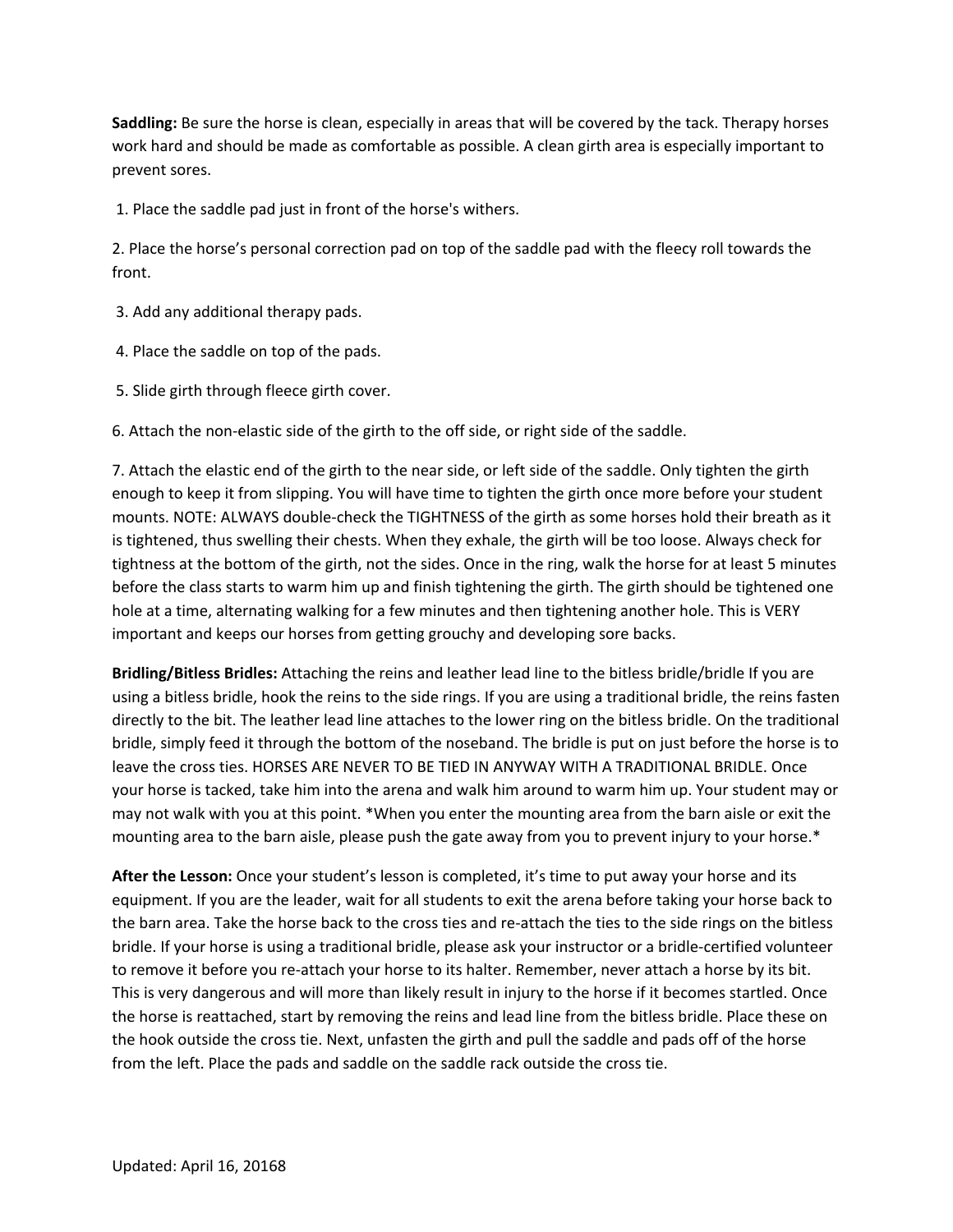**Saddling:** Be sure the horse is clean, especially in areas that will be covered by the tack. Therapy horses work hard and should be made as comfortable as possible. A clean girth area is especially important to prevent sores.

1. Place the saddle pad just in front of the horse's withers.

2. Place the horse's personal correction pad on top of the saddle pad with the fleecy roll towards the front.

3. Add any additional therapy pads.

4. Place the saddle on top of the pads.

5. Slide girth through fleece girth cover.

6. Attach the non-elastic side of the girth to the off side, or right side of the saddle.

7. Attach the elastic end of the girth to the near side, or left side of the saddle. Only tighten the girth enough to keep it from slipping. You will have time to tighten the girth once more before your student mounts. NOTE: ALWAYS double-check the TIGHTNESS of the girth as some horses hold their breath as it is tightened, thus swelling their chests. When they exhale, the girth will be too loose. Always check for tightness at the bottom of the girth, not the sides. Once in the ring, walk the horse for at least 5 minutes before the class starts to warm him up and finish tightening the girth. The girth should be tightened one hole at a time, alternating walking for a few minutes and then tightening another hole. This is VERY important and keeps our horses from getting grouchy and developing sore backs.

**Bridling/Bitless Bridles:** Attaching the reins and leather lead line to the bitless bridle/bridle If you are using a bitless bridle, hook the reins to the side rings. If you are using a traditional bridle, the reins fasten directly to the bit. The leather lead line attaches to the lower ring on the bitless bridle. On the traditional bridle, simply feed it through the bottom of the noseband. The bridle is put on just before the horse is to leave the cross ties. HORSES ARE NEVER TO BE TIED IN ANYWAY WITH A TRADITIONAL BRIDLE. Once your horse is tacked, take him into the arena and walk him around to warm him up. Your student may or may not walk with you at this point. *When you enter the mounting area from the barn aisle or exit the mounting area to the barn aisle, please push the gate away from you to prevent injury to your horse.*

**After the Lesson:** Once your student's lesson is completed, it's time to put away your horse and its equipment. If you are the leader, wait for all students to exit the arena before taking your horse back to the barn area. Take the horse back to the cross ties and re-attach the ties to the side rings on the bitless bridle. If your horse is using a traditional bridle, please ask your instructor or a bridle-certified volunteer to remove it before you re-attach your horse to its halter. Remember, never attach a horse by its bit. This is very dangerous and will more than likely result in injury to the horse if it becomes startled. Once the horse is reattached, start by removing the reins and lead line from the bitless bridle. Place these on the hook outside the cross tie. Next, unfasten the girth and pull the saddle and pads off of the horse from the left. Place the pads and saddle on the saddle rack outside the cross tie.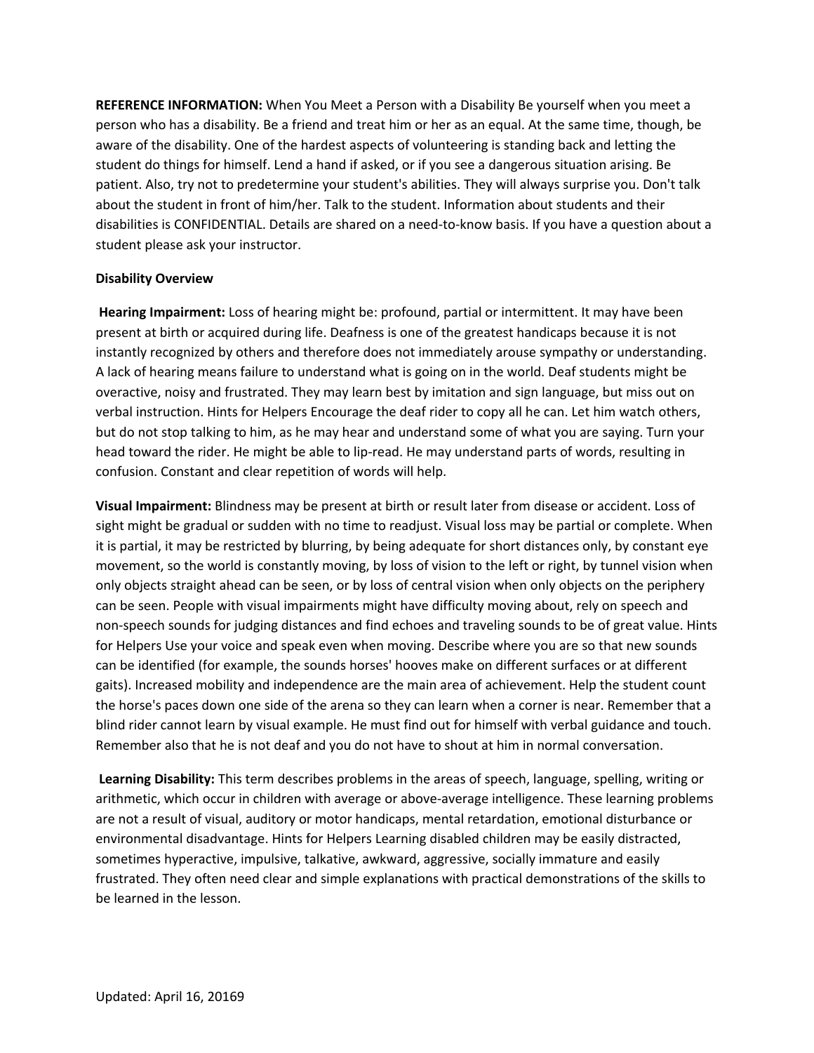**REFERENCE INFORMATION:** When You Meet a Person with a Disability Be yourself when you meet a person who has a disability. Be a friend and treat him or her as an equal. At the same time, though, be aware of the disability. One of the hardest aspects of volunteering is standing back and letting the student do things for himself. Lend a hand if asked, or if you see a dangerous situation arising. Be patient. Also, try not to predetermine your student's abilities. They will always surprise you. Don't talk about the student in front of him/her. Talk to the student. Information about students and their disabilities is CONFIDENTIAL. Details are shared on a need-to-know basis. If you have a question about a student please ask your instructor.

**Disability Overview**

**Hearing Impairment:** Loss of hearing might be: profound, partial or intermittent. It may have been present at birth or acquired during life. Deafness is one of the greatest handicaps because it is not instantly recognized by others and therefore does not immediately arouse sympathy or understanding. A lack of hearing means failure to understand what is going on in the world. Deaf students might be overactive, noisy and frustrated. They may learn best by imitation and sign language, but miss out on verbal instruction. Hints for Helpers Encourage the deaf rider to copy all he can. Let him watch others, but do not stop talking to him, as he may hear and understand some of what you are saying. Turn your head toward the rider. He might be able to lip-read. He may understand parts of words, resulting in confusion. Constant and clear repetition of words will help.

**Visual Impairment:** Blindness may be present at birth or result later from disease or accident. Loss of sight might be gradual or sudden with no time to readjust. Visual loss may be partial or complete. When it is partial, it may be restricted by blurring, by being adequate for short distances only, by constant eye movement, so the world is constantly moving, by loss of vision to the left or right, by tunnel vision when only objects straight ahead can be seen, or by loss of central vision when only objects on the periphery can be seen. People with visual impairments might have difficulty moving about, rely on speech and non-speech sounds for judging distances and find echoes and traveling sounds to be of great value. Hints for Helpers Use your voice and speak even when moving. Describe where you are so that new sounds can be identified (for example, the sounds horses' hooves make on different surfaces or at different gaits). Increased mobility and independence are the main area of achievement. Help the student count the horse's paces down one side of the arena so they can learn when a corner is near. Remember that a blind rider cannot learn by visual example. He must find out for himself with verbal guidance and touch. Remember also that he is not deaf and you do not have to shout at him in normal conversation.

**Learning Disability:** This term describes problems in the areas of speech, language, spelling, writing or arithmetic, which occur in children with average or above-average intelligence. These learning problems are not a result of visual, auditory or motor handicaps, mental retardation, emotional disturbance or environmental disadvantage. Hints for Helpers Learning disabled children may be easily distracted, sometimes hyperactive, impulsive, talkative, awkward, aggressive, socially immature and easily frustrated. They often need clear and simple explanations with practical demonstrations of the skills to be learned in the lesson.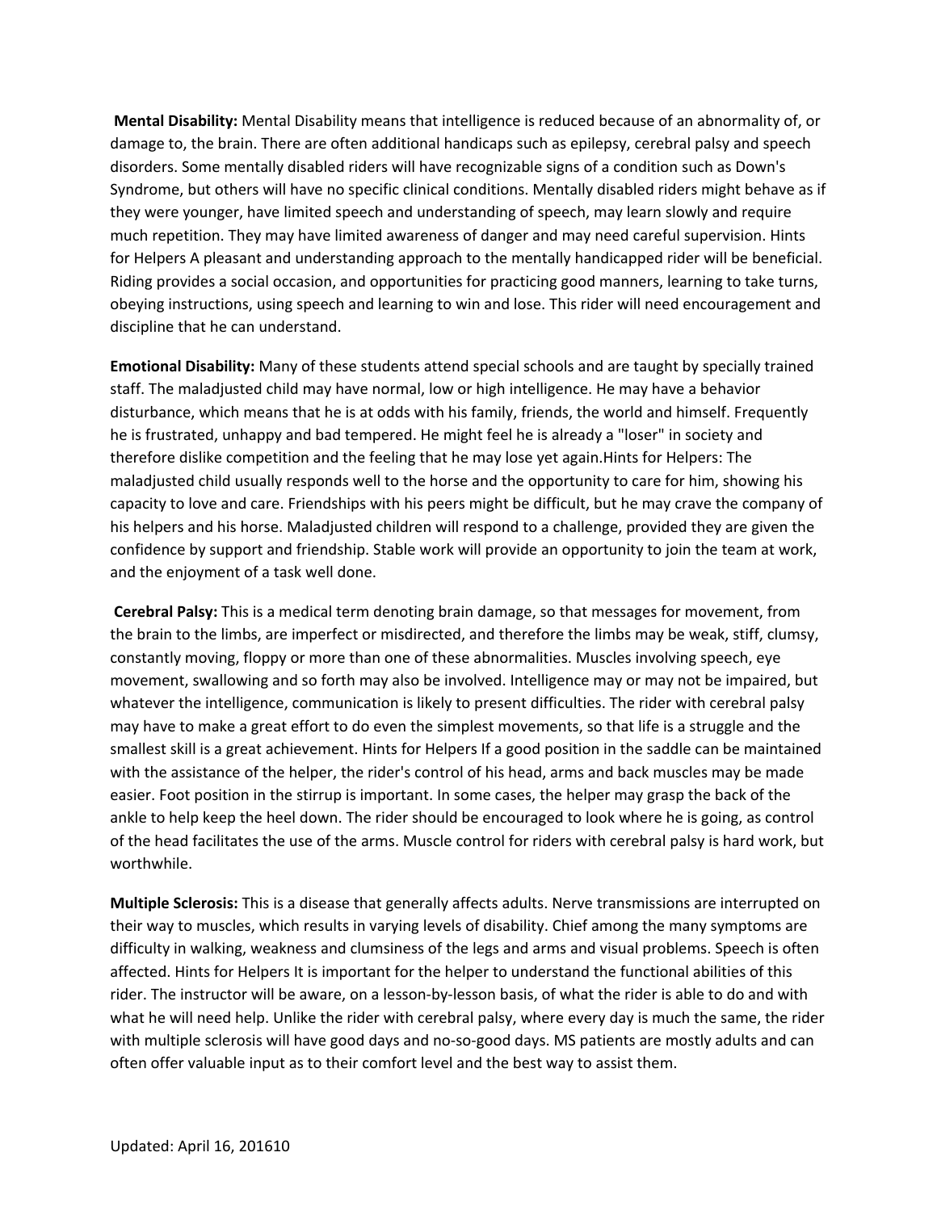**Mental Disability:** Mental Disability means that intelligence is reduced because of an abnormality of, or damage to, the brain. There are often additional handicaps such as epilepsy, cerebral palsy and speech disorders. Some mentally disabled riders will have recognizable signs of a condition such as Down's Syndrome, but others will have no specific clinical conditions. Mentally disabled riders might behave as if they were younger, have limited speech and understanding of speech, may learn slowly and require much repetition. They may have limited awareness of danger and may need careful supervision. Hints for Helpers A pleasant and understanding approach to the mentally handicapped rider will be beneficial. Riding provides a social occasion, and opportunities for practicing good manners, learning to take turns, obeying instructions, using speech and learning to win and lose. This rider will need encouragement and discipline that he can understand.

**Emotional Disability:** Many of these students attend special schools and are taught by specially trained staff. The maladjusted child may have normal, low or high intelligence. He may have a behavior disturbance, which means that he is at odds with his family, friends, the world and himself. Frequently he is frustrated, unhappy and bad tempered. He might feel he is already a "loser" in society and therefore dislike competition and the feeling that he may lose yet again.Hints for Helpers: The maladjusted child usually responds well to the horse and the opportunity to care for him, showing his capacity to love and care. Friendships with his peers might be difficult, but he may crave the company of his helpers and his horse. Maladjusted children will respond to a challenge, provided they are given the confidence by support and friendship. Stable work will provide an opportunity to join the team at work, and the enjoyment of a task well done.

**Cerebral Palsy:** This is a medical term denoting brain damage, so that messages for movement, from the brain to the limbs, are imperfect or misdirected, and therefore the limbs may be weak, stiff, clumsy, constantly moving, floppy or more than one of these abnormalities. Muscles involving speech, eye movement, swallowing and so forth may also be involved. Intelligence may or may not be impaired, but whatever the intelligence, communication is likely to present difficulties. The rider with cerebral palsy may have to make a great effort to do even the simplest movements, so that life is a struggle and the smallest skill is a great achievement. Hints for Helpers If a good position in the saddle can be maintained with the assistance of the helper, the rider's control of his head, arms and back muscles may be made easier. Foot position in the stirrup is important. In some cases, the helper may grasp the back of the ankle to help keep the heel down. The rider should be encouraged to look where he is going, as control of the head facilitates the use of the arms. Muscle control for riders with cerebral palsy is hard work, but worthwhile.

**Multiple Sclerosis:** This is a disease that generally affects adults. Nerve transmissions are interrupted on their way to muscles, which results in varying levels of disability. Chief among the many symptoms are difficulty in walking, weakness and clumsiness of the legs and arms and visual problems. Speech is often affected. Hints for Helpers It is important for the helper to understand the functional abilities of this rider. The instructor will be aware, on a lesson-by-lesson basis, of what the rider is able to do and with what he will need help. Unlike the rider with cerebral palsy, where every day is much the same, the rider with multiple sclerosis will have good days and no-so-good days. MS patients are mostly adults and can often offer valuable input as to their comfort level and the best way to assist them.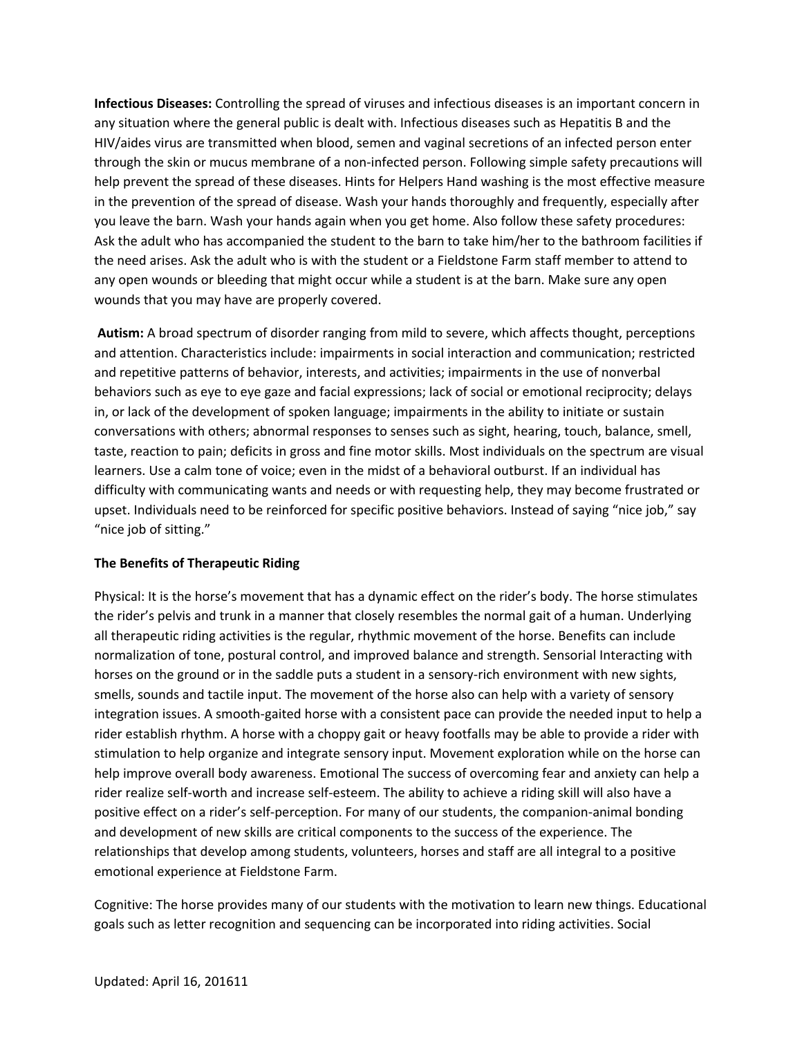**Infectious Diseases:** Controlling the spread of viruses and infectious diseases is an important concern in any situation where the general public is dealt with. Infectious diseases such as Hepatitis B and the HIV/aides virus are transmitted when blood, semen and vaginal secretions of an infected person enter through the skin or mucus membrane of a non-infected person. Following simple safety precautions will help prevent the spread of these diseases. Hints for Helpers Hand washing is the most effective measure in the prevention of the spread of disease. Wash your hands thoroughly and frequently, especially after you leave the barn. Wash your hands again when you get home. Also follow these safety procedures: Ask the adult who has accompanied the student to the barn to take him/her to the bathroom facilities if the need arises. Ask the adult who is with the student or a Fieldstone Farm staff member to attend to any open wounds or bleeding that might occur while a student is at the barn. Make sure any open wounds that you may have are properly covered.

**Autism:** A broad spectrum of disorder ranging from mild to severe, which affects thought, perceptions and attention. Characteristics include: impairments in social interaction and communication; restricted and repetitive patterns of behavior, interests, and activities; impairments in the use of nonverbal behaviors such as eye to eye gaze and facial expressions; lack of social or emotional reciprocity; delays in, or lack of the development of spoken language; impairments in the ability to initiate or sustain conversations with others; abnormal responses to senses such as sight, hearing, touch, balance, smell, taste, reaction to pain; deficits in gross and fine motor skills. Most individuals on the spectrum are visual learners. Use a calm tone of voice; even in the midst of a behavioral outburst. If an individual has difficulty with communicating wants and needs or with requesting help, they may become frustrated or upset. Individuals need to be reinforced for specific positive behaviors. Instead of saying "nice job," say "nice job of sitting."

**The Benefits of Therapeutic Riding**

Physical: It is the horse's movement that has a dynamic effect on the rider's body. The horse stimulates the rider's pelvis and trunk in a manner that closely resembles the normal gait of a human. Underlying all therapeutic riding activities is the regular, rhythmic movement of the horse. Benefits can include normalization of tone, postural control, and improved balance and strength. Sensorial Interacting with horses on the ground or in the saddle puts a student in a sensory-rich environment with new sights, smells, sounds and tactile input. The movement of the horse also can help with a variety of sensory integration issues. A smooth-gaited horse with a consistent pace can provide the needed input to help a rider establish rhythm. A horse with a choppy gait or heavy footfalls may be able to provide a rider with stimulation to help organize and integrate sensory input. Movement exploration while on the horse can help improve overall body awareness. Emotional The success of overcoming fear and anxiety can help a rider realize self-worth and increase self-esteem. The ability to achieve a riding skill will also have a positive effect on a rider's self-perception. For many of our students, the companion-animal bonding and development of new skills are critical components to the success of the experience. The relationships that develop among students, volunteers, horses and staff are all integral to a positive emotional experience at Fieldstone Farm.

Cognitive: The horse provides many of our students with the motivation to learn new things. Educational goals such as letter recognition and sequencing can be incorporated into riding activities. Social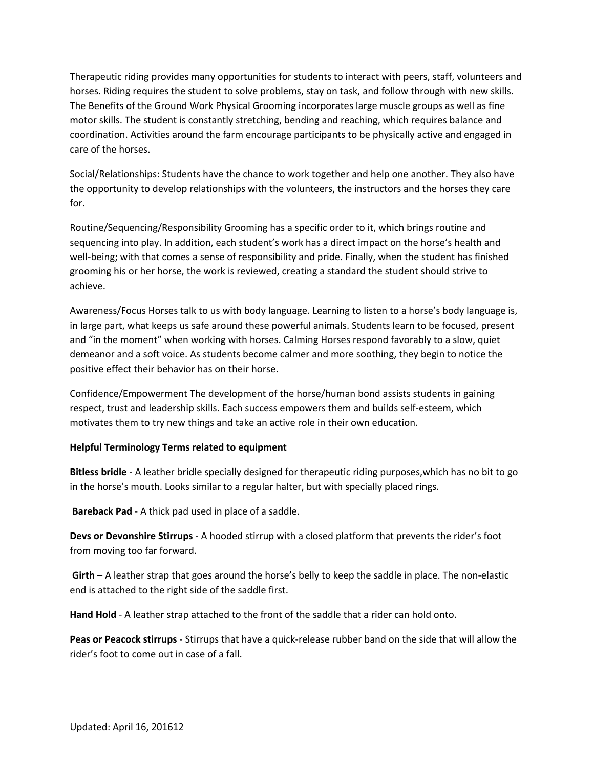Therapeutic riding provides many opportunities for students to interact with peers, staff, volunteers and horses. Riding requires the student to solve problems, stay on task, and follow through with new skills. The Benefits of the Ground Work Physical Grooming incorporates large muscle groups as well as fine motor skills. The student is constantly stretching, bending and reaching, which requires balance and coordination. Activities around the farm encourage participants to be physically active and engaged in care of the horses.

Social/Relationships: Students have the chance to work together and help one another. They also have the opportunity to develop relationships with the volunteers, the instructors and the horses they care for.

Routine/Sequencing/Responsibility Grooming has a specific order to it, which brings routine and sequencing into play. In addition, each student's work has a direct impact on the horse's health and well-being; with that comes a sense of responsibility and pride. Finally, when the student has finished grooming his or her horse, the work is reviewed, creating a standard the student should strive to achieve.

Awareness/Focus Horses talk to us with body language. Learning to listen to a horse's body language is, in large part, what keeps us safe around these powerful animals. Students learn to be focused, present and "in the moment" when working with horses. Calming Horses respond favorably to a slow, quiet demeanor and a soft voice. As students become calmer and more soothing, they begin to notice the positive effect their behavior has on their horse.

Confidence/Empowerment The development of the horse/human bond assists students in gaining respect, trust and leadership skills. Each success empowers them and builds self-esteem, which motivates them to try new things and take an active role in their own education.

**Helpful Terminology Terms related to equipment**

**Bitless bridle** - A leather bridle specially designed for therapeutic riding purposes,which has no bit to go in the horse's mouth. Looks similar to a regular halter, but with specially placed rings.

**Bareback Pad** - A thick pad used in place of a saddle.

**Devs or Devonshire Stirrups** - A hooded stirrup with a closed platform that prevents the rider's foot from moving too far forward.

**Girth** – A leather strap that goes around the horse's belly to keep the saddle in place. The non-elastic end is attached to the right side of the saddle first.

**Hand Hold** - A leather strap attached to the front of the saddle that a rider can hold onto.

**Peas or Peacock stirrups** - Stirrups that have a quick-release rubber band on the side that will allow the rider's foot to come out in case of a fall.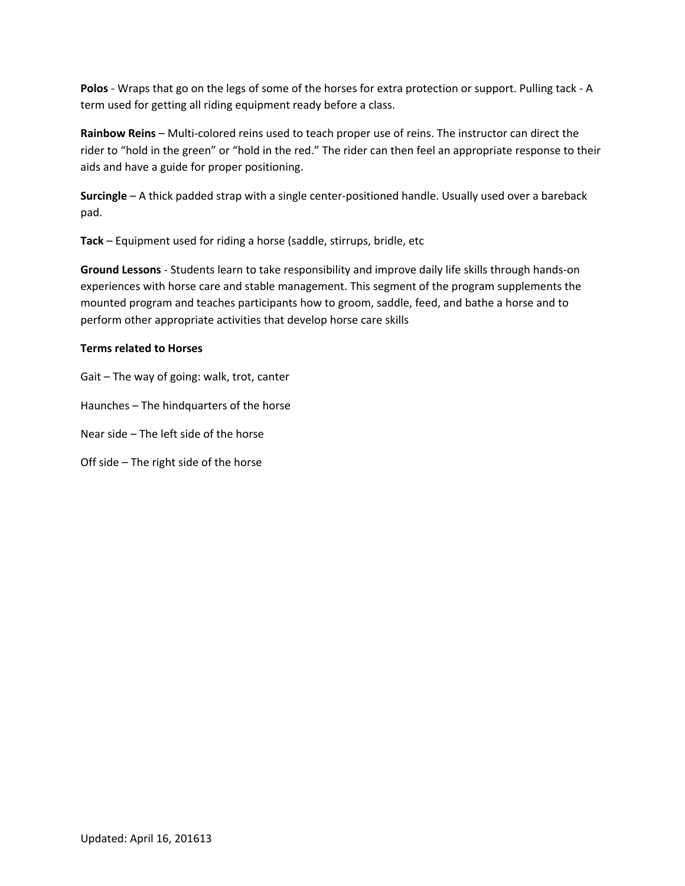**Polos** - Wraps that go on the legs of some of the horses for extra protection or support. Pulling tack - A term used for getting all riding equipment ready before a class.

**Rainbow Reins** – Multi-colored reins used to teach proper use of reins. The instructor can direct the rider to "hold in the green" or "hold in the red." The rider can then feel an appropriate response to their aids and have a guide for proper positioning.

**Surcingle** – A thick padded strap with a single center-positioned handle. Usually used over a bareback pad.

**Tack** – Equipment used for riding a horse (saddle, stirrups, bridle, etc

**Ground Lessons** - Students learn to take responsibility and improve daily life skills through hands-on experiences with horse care and stable management. This segment of the program supplements the mounted program and teaches participants how to groom, saddle, feed, and bathe a horse and to perform other appropriate activities that develop horse care skills

**Terms related to Horses**

Gait – The way of going: walk, trot, canter

Haunches – The hindquarters of the horse

Near side – The left side of the horse

Off side – The right side of the horse

Updated: April 16, 2016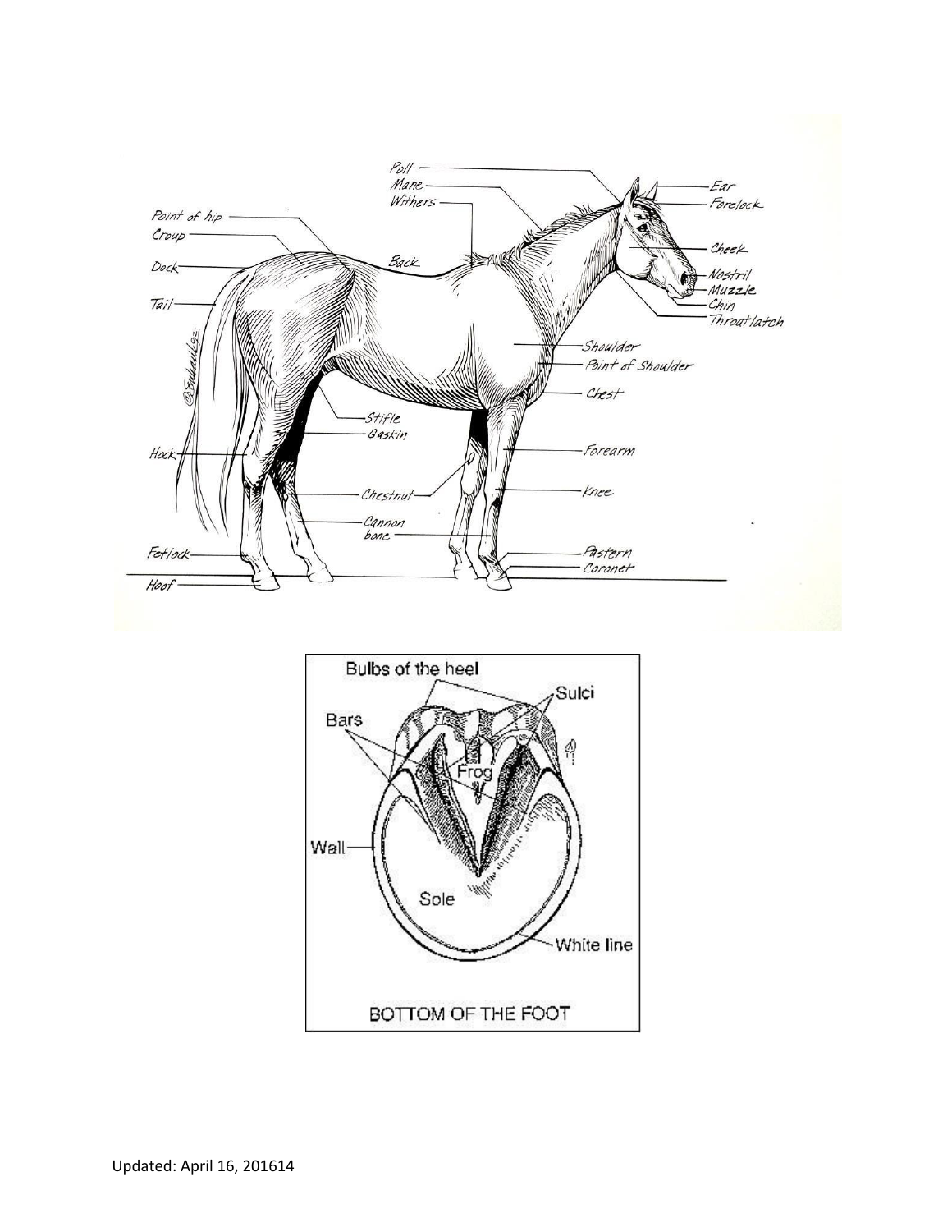Poll
Mane
Withers
Point of hip
Croup
Dock
Back
Tail
Ear
Forelock
Cheek
Nostril
Muzzle
Chin
Throatlatch
Shoulder
Point of Shoulder
Chest
Stifle
Gaskin
Hock
Forearm
Chestnut
Knee
Cannon bone
Fetlock
Pastern
Coronet
Hoof

Bulbs of the heel
Sulci
Bars
Frog
Wall
Sole
White line

BOTTOM OF THE FOOT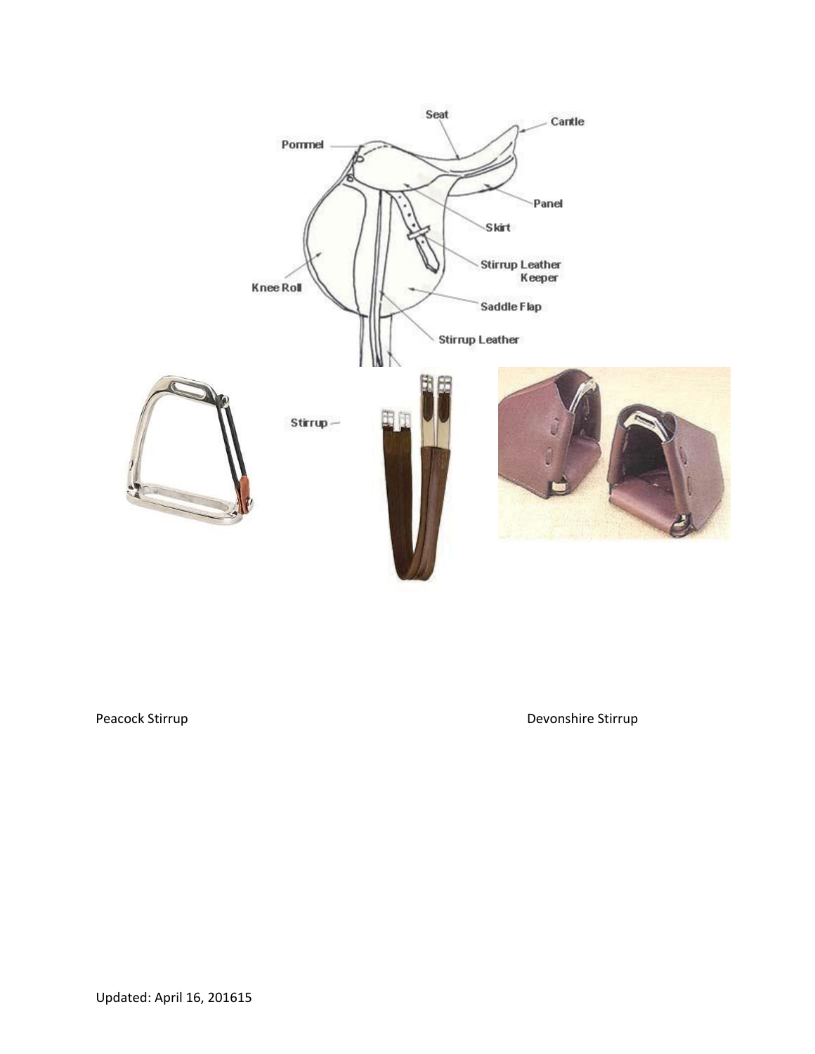Seat

Cantle

Pommel

Panel

Skirt

Stirrup Leather Keeper

Knee Roll

Saddle Flap

Stirrup Leather

Stirrup

Peacock Stirrup

Devonshire Stirrup

Updated: April 16, 2016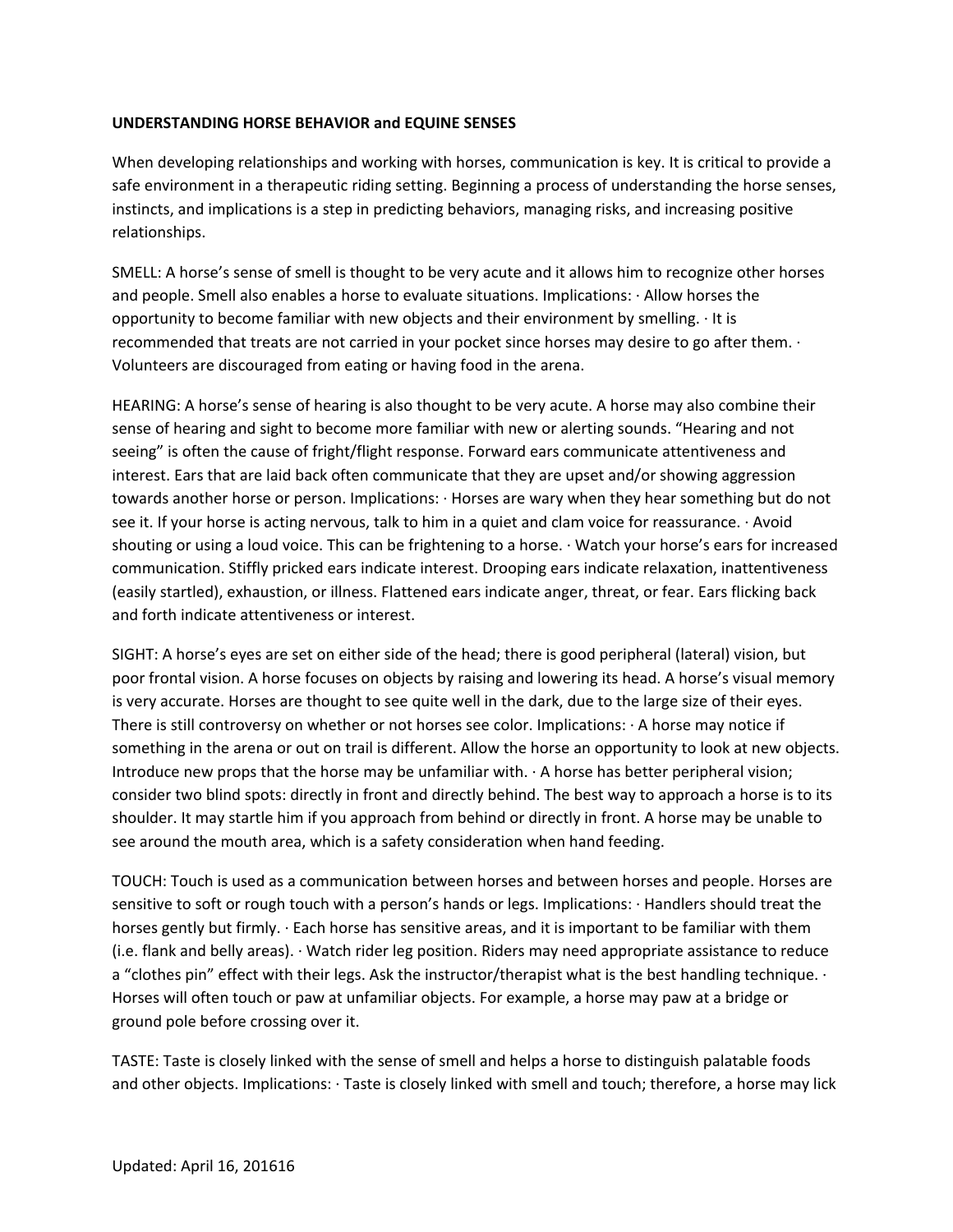**UNDERSTANDING HORSE BEHAVIOR and EQUINE SENSES**

When developing relationships and working with horses, communication is key. It is critical to provide a safe environment in a therapeutic riding setting. Beginning a process of understanding the horse senses, instincts, and implications is a step in predicting behaviors, managing risks, and increasing positive relationships.

SMELL: A horse's sense of smell is thought to be very acute and it allows him to recognize other horses and people. Smell also enables a horse to evaluate situations. Implications: · Allow horses the opportunity to become familiar with new objects and their environment by smelling. · It is recommended that treats are not carried in your pocket since horses may desire to go after them. · Volunteers are discouraged from eating or having food in the arena.

HEARING: A horse's sense of hearing is also thought to be very acute. A horse may also combine their sense of hearing and sight to become more familiar with new or alerting sounds. "Hearing and not seeing" is often the cause of fright/flight response. Forward ears communicate attentiveness and interest. Ears that are laid back often communicate that they are upset and/or showing aggression towards another horse or person. Implications: · Horses are wary when they hear something but do not see it. If your horse is acting nervous, talk to him in a quiet and clam voice for reassurance. · Avoid shouting or using a loud voice. This can be frightening to a horse. · Watch your horse's ears for increased communication. Stiffly pricked ears indicate interest. Drooping ears indicate relaxation, inattentiveness (easily startled), exhaustion, or illness. Flattened ears indicate anger, threat, or fear. Ears flicking back and forth indicate attentiveness or interest.

SIGHT: A horse's eyes are set on either side of the head; there is good peripheral (lateral) vision, but poor frontal vision. A horse focuses on objects by raising and lowering its head. A horse's visual memory is very accurate. Horses are thought to see quite well in the dark, due to the large size of their eyes. There is still controversy on whether or not horses see color. Implications: · A horse may notice if something in the arena or out on trail is different. Allow the horse an opportunity to look at new objects. Introduce new props that the horse may be unfamiliar with. · A horse has better peripheral vision; consider two blind spots: directly in front and directly behind. The best way to approach a horse is to its shoulder. It may startle him if you approach from behind or directly in front. A horse may be unable to see around the mouth area, which is a safety consideration when hand feeding.

TOUCH: Touch is used as a communication between horses and between horses and people. Horses are sensitive to soft or rough touch with a person's hands or legs. Implications: · Handlers should treat the horses gently but firmly. · Each horse has sensitive areas, and it is important to be familiar with them (i.e. flank and belly areas). · Watch rider leg position. Riders may need appropriate assistance to reduce a "clothes pin" effect with their legs. Ask the instructor/therapist what is the best handling technique. · Horses will often touch or paw at unfamiliar objects. For example, a horse may paw at a bridge or ground pole before crossing over it.

TASTE: Taste is closely linked with the sense of smell and helps a horse to distinguish palatable foods and other objects. Implications: · Taste is closely linked with smell and touch; therefore, a horse may lick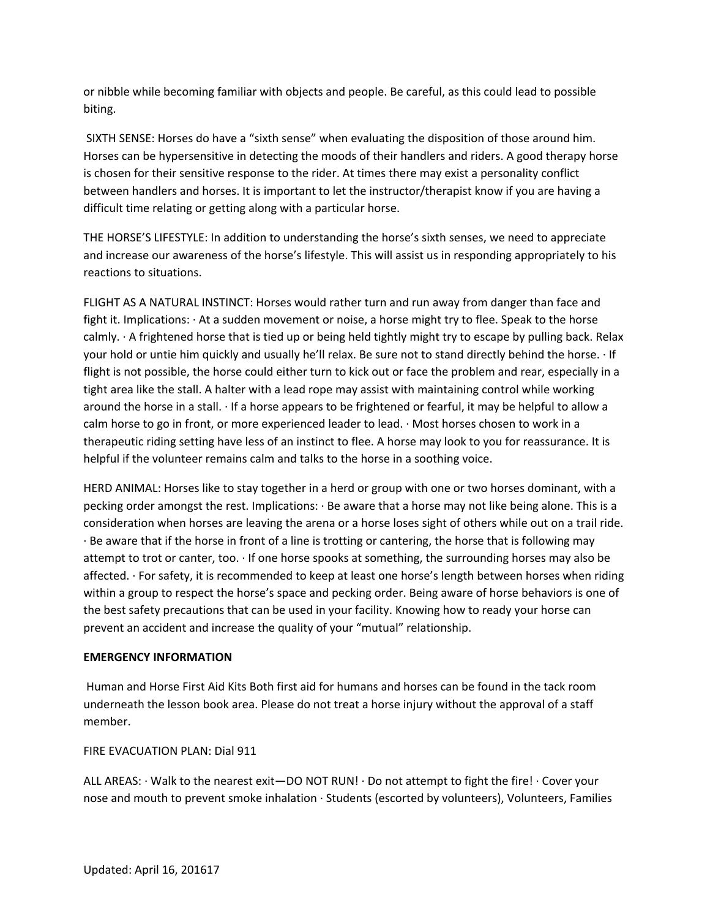or nibble while becoming familiar with objects and people. Be careful, as this could lead to possible biting.

SIXTH SENSE: Horses do have a "sixth sense" when evaluating the disposition of those around him. Horses can be hypersensitive in detecting the moods of their handlers and riders. A good therapy horse is chosen for their sensitive response to the rider. At times there may exist a personality conflict between handlers and horses. It is important to let the instructor/therapist know if you are having a difficult time relating or getting along with a particular horse.

THE HORSE'S LIFESTYLE: In addition to understanding the horse's sixth senses, we need to appreciate and increase our awareness of the horse's lifestyle. This will assist us in responding appropriately to his reactions to situations.

FLIGHT AS A NATURAL INSTINCT: Horses would rather turn and run away from danger than face and fight it. Implications: · At a sudden movement or noise, a horse might try to flee. Speak to the horse calmly. · A frightened horse that is tied up or being held tightly might try to escape by pulling back. Relax your hold or untie him quickly and usually he'll relax. Be sure not to stand directly behind the horse. · If flight is not possible, the horse could either turn to kick out or face the problem and rear, especially in a tight area like the stall. A halter with a lead rope may assist with maintaining control while working around the horse in a stall. · If a horse appears to be frightened or fearful, it may be helpful to allow a calm horse to go in front, or more experienced leader to lead. · Most horses chosen to work in a therapeutic riding setting have less of an instinct to flee. A horse may look to you for reassurance. It is helpful if the volunteer remains calm and talks to the horse in a soothing voice.

HERD ANIMAL: Horses like to stay together in a herd or group with one or two horses dominant, with a pecking order amongst the rest. Implications: · Be aware that a horse may not like being alone. This is a consideration when horses are leaving the arena or a horse loses sight of others while out on a trail ride. · Be aware that if the horse in front of a line is trotting or cantering, the horse that is following may attempt to trot or canter, too. · If one horse spooks at something, the surrounding horses may also be affected. · For safety, it is recommended to keep at least one horse's length between horses when riding within a group to respect the horse's space and pecking order. Being aware of horse behaviors is one of the best safety precautions that can be used in your facility. Knowing how to ready your horse can prevent an accident and increase the quality of your "mutual" relationship.

**EMERGENCY INFORMATION**

Human and Horse First Aid Kits Both first aid for humans and horses can be found in the tack room underneath the lesson book area. Please do not treat a horse injury without the approval of a staff member.

FIRE EVACUATION PLAN: Dial 911

ALL AREAS: · Walk to the nearest exit—DO NOT RUN! · Do not attempt to fight the fire! · Cover your nose and mouth to prevent smoke inhalation · Students (escorted by volunteers), Volunteers, Families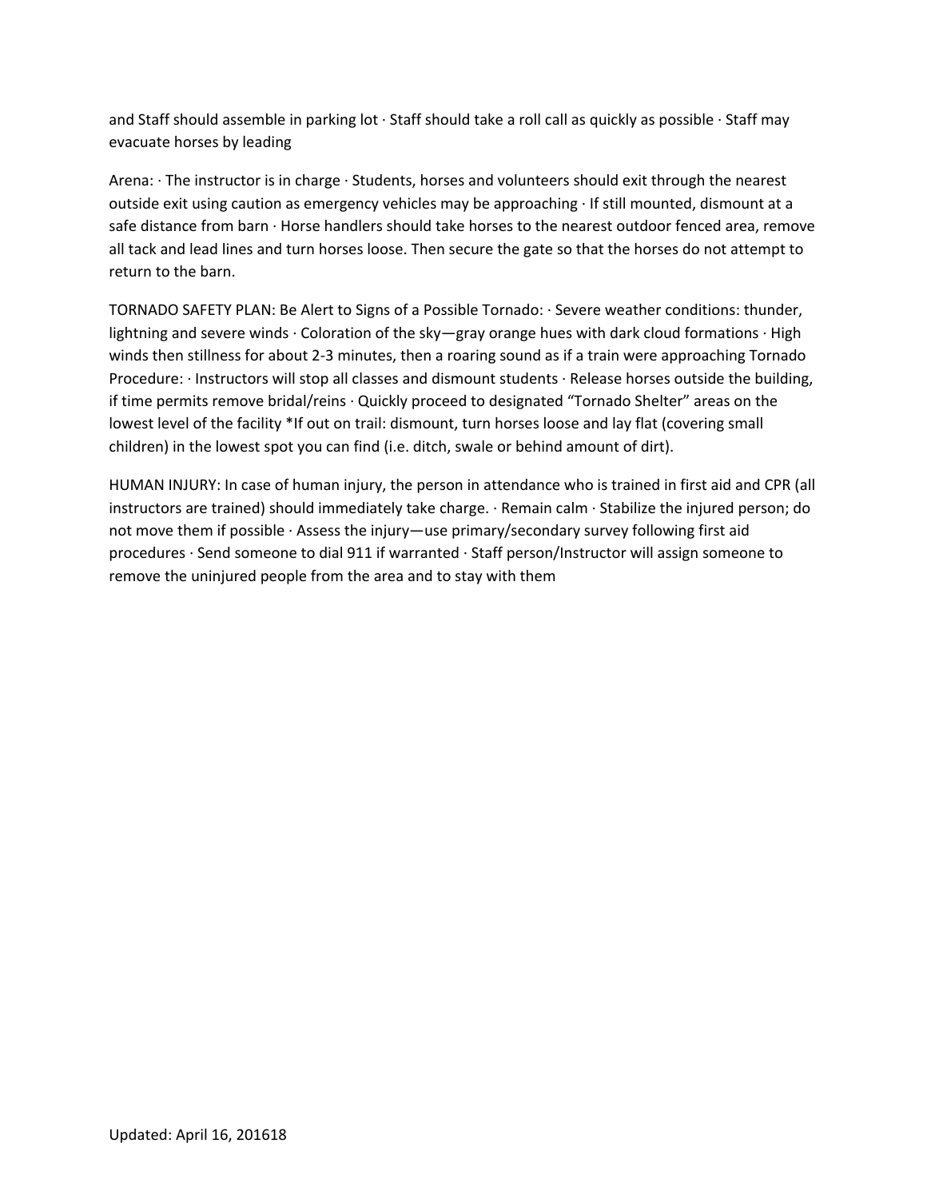and Staff should assemble in parking lot · Staff should take a roll call as quickly as possible · Staff may evacuate horses by leading

Arena: · The instructor is in charge · Students, horses and volunteers should exit through the nearest outside exit using caution as emergency vehicles may be approaching · If still mounted, dismount at a safe distance from barn · Horse handlers should take horses to the nearest outdoor fenced area, remove all tack and lead lines and turn horses loose. Then secure the gate so that the horses do not attempt to return to the barn.

TORNADO SAFETY PLAN: Be Alert to Signs of a Possible Tornado: · Severe weather conditions: thunder, lightning and severe winds · Coloration of the sky—gray orange hues with dark cloud formations · High winds then stillness for about 2-3 minutes, then a roaring sound as if a train were approaching Tornado Procedure: · Instructors will stop all classes and dismount students · Release horses outside the building, if time permits remove bridal/reins · Quickly proceed to designated "Tornado Shelter" areas on the lowest level of the facility *If out on trail: dismount, turn horses loose and lay flat (covering small children) in the lowest spot you can find (i.e. ditch, swale or behind amount of dirt).

HUMAN INJURY: In case of human injury, the person in attendance who is trained in first aid and CPR (all instructors are trained) should immediately take charge. · Remain calm · Stabilize the injured person; do not move them if possible · Assess the injury—use primary/secondary survey following first aid procedures · Send someone to dial 911 if warranted · Staff person/Instructor will assign someone to remove the uninjured people from the area and to stay with them